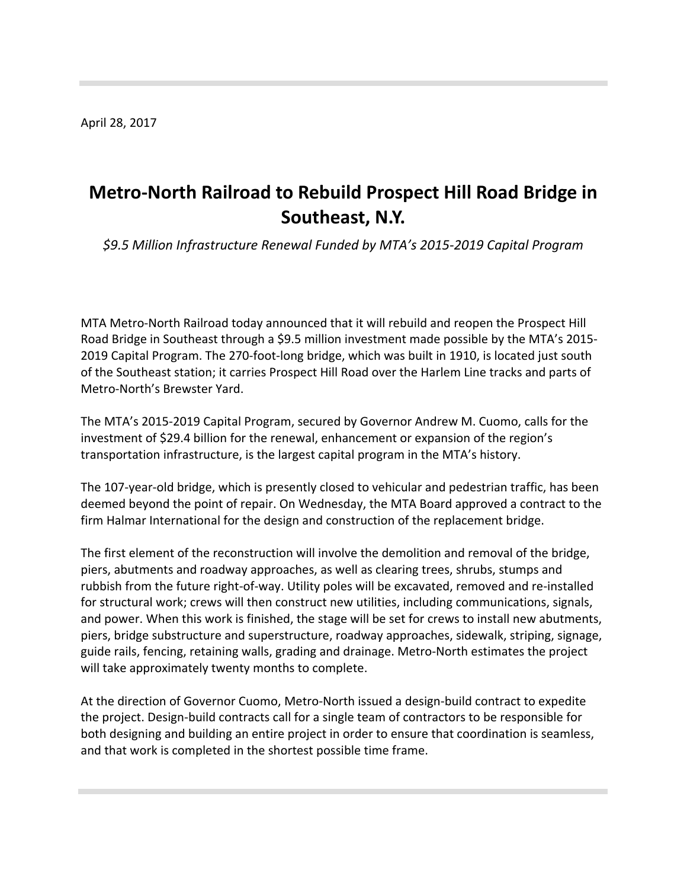April 28, 2017

# Metro-North Railroad to Rebuild Prospect Hill Road Bridge in Southeast, N.Y.

*$9.5 Million Infrastructure Renewal Funded by MTA's 2015-2019 Capital Program*

MTA Metro-North Railroad today announced that it will rebuild and reopen the Prospect Hill Road Bridge in Southeast through a $9.5 million investment made possible by the MTA's 2015-2019 Capital Program. The 270-foot-long bridge, which was built in 1910, is located just south of the Southeast station; it carries Prospect Hill Road over the Harlem Line tracks and parts of Metro-North's Brewster Yard.

The MTA's 2015-2019 Capital Program, secured by Governor Andrew M. Cuomo, calls for the investment of $29.4 billion for the renewal, enhancement or expansion of the region's transportation infrastructure, is the largest capital program in the MTA's history.

The 107-year-old bridge, which is presently closed to vehicular and pedestrian traffic, has been deemed beyond the point of repair. On Wednesday, the MTA Board approved a contract to the firm Halmar International for the design and construction of the replacement bridge.

The first element of the reconstruction will involve the demolition and removal of the bridge, piers, abutments and roadway approaches, as well as clearing trees, shrubs, stumps and rubbish from the future right-of-way. Utility poles will be excavated, removed and re-installed for structural work; crews will then construct new utilities, including communications, signals, and power. When this work is finished, the stage will be set for crews to install new abutments, piers, bridge substructure and superstructure, roadway approaches, sidewalk, striping, signage, guide rails, fencing, retaining walls, grading and drainage. Metro-North estimates the project will take approximately twenty months to complete.

At the direction of Governor Cuomo, Metro-North issued a design-build contract to expedite the project. Design-build contracts call for a single team of contractors to be responsible for both designing and building an entire project in order to ensure that coordination is seamless, and that work is completed in the shortest possible time frame.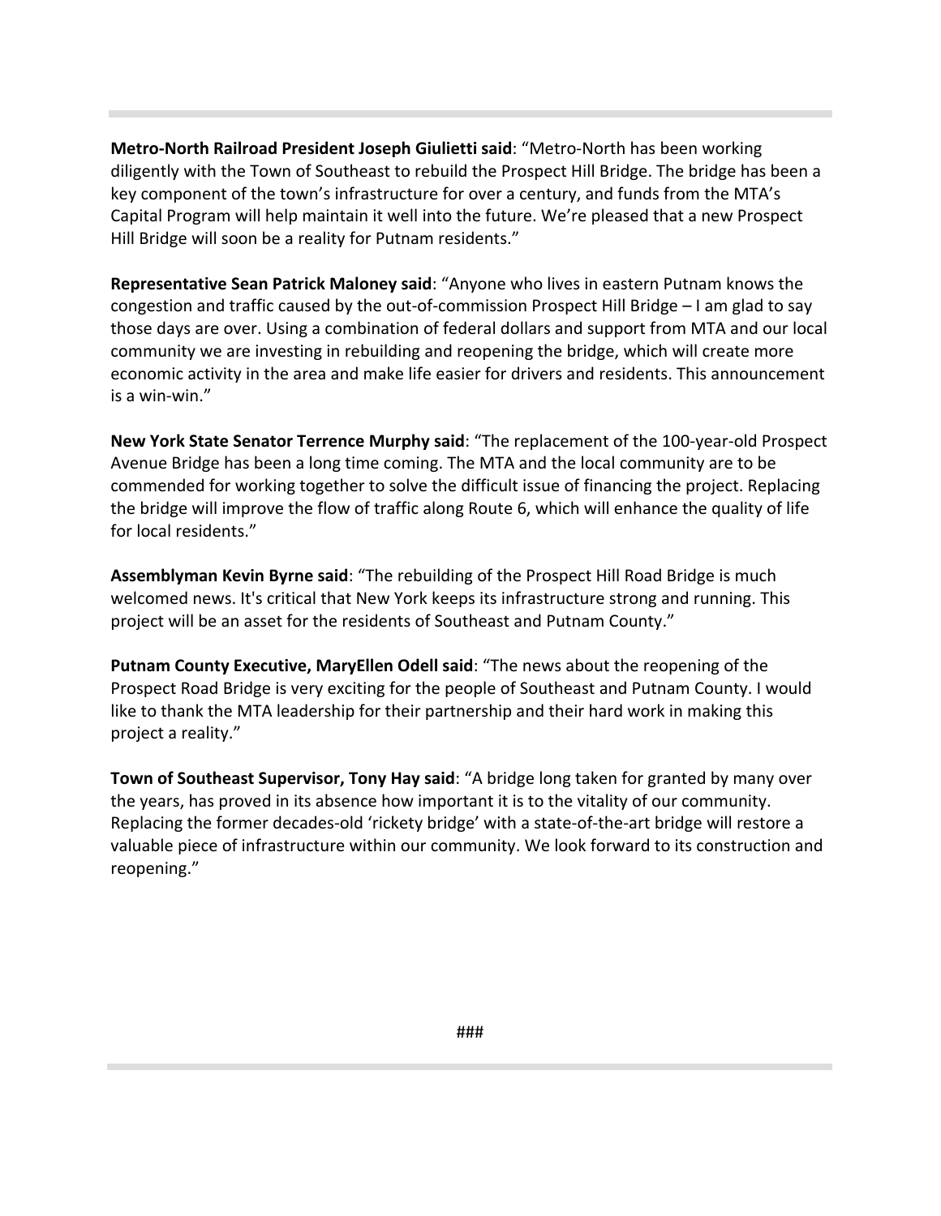**Metro-North Railroad President Joseph Giulietti said**: “Metro-North has been working diligently with the Town of Southeast to rebuild the Prospect Hill Bridge. The bridge has been a key component of the town’s infrastructure for over a century, and funds from the MTA’s Capital Program will help maintain it well into the future. We’re pleased that a new Prospect Hill Bridge will soon be a reality for Putnam residents.”

**Representative Sean Patrick Maloney said**: “Anyone who lives in eastern Putnam knows the congestion and traffic caused by the out-of-commission Prospect Hill Bridge – I am glad to say those days are over. Using a combination of federal dollars and support from MTA and our local community we are investing in rebuilding and reopening the bridge, which will create more economic activity in the area and make life easier for drivers and residents. This announcement is a win-win.”

**New York State Senator Terrence Murphy said**: “The replacement of the 100-year-old Prospect Avenue Bridge has been a long time coming. The MTA and the local community are to be commended for working together to solve the difficult issue of financing the project. Replacing the bridge will improve the flow of traffic along Route 6, which will enhance the quality of life for local residents.”

**Assemblyman Kevin Byrne said**: “The rebuilding of the Prospect Hill Road Bridge is much welcomed news. It's critical that New York keeps its infrastructure strong and running. This project will be an asset for the residents of Southeast and Putnam County.”

**Putnam County Executive, MaryEllen Odell said**: “The news about the reopening of the Prospect Road Bridge is very exciting for the people of Southeast and Putnam County. I would like to thank the MTA leadership for their partnership and their hard work in making this project a reality.”

**Town of Southeast Supervisor, Tony Hay said**: “A bridge long taken for granted by many over the years, has proved in its absence how important it is to the vitality of our community. Replacing the former decades-old ‘rickety bridge’ with a state-of-the-art bridge will restore a valuable piece of infrastructure within our community. We look forward to its construction and reopening.”

###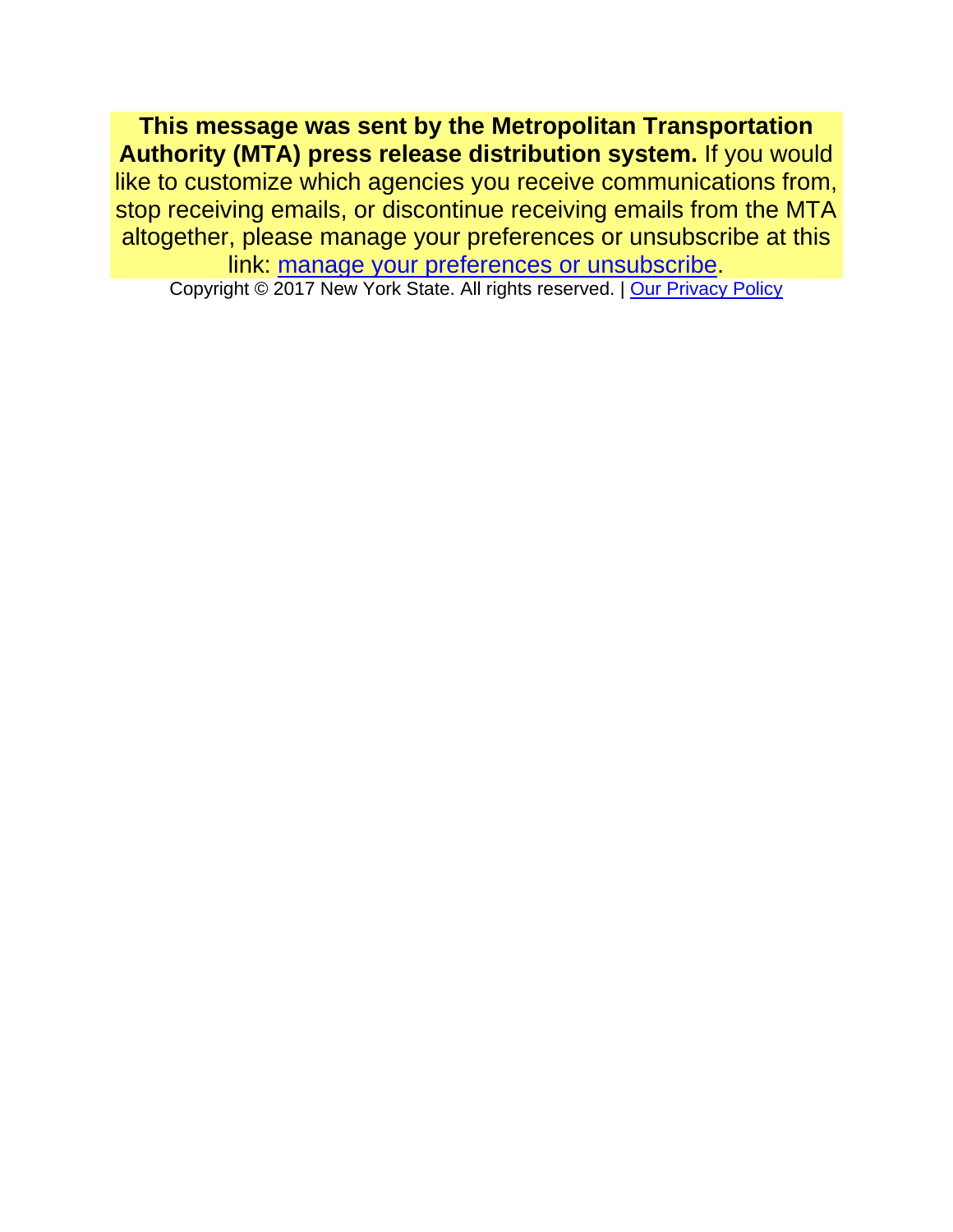**This message was sent by the Metropolitan Transportation Authority (MTA) press release distribution system.** If you would like to customize which agencies you receive communications from, stop receiving emails, or discontinue receiving emails from the MTA altogether, please manage your preferences or unsubscribe at this link: manage your preferences or unsubscribe.

Copyright © 2017 New York State. All rights reserved. | Our Privacy Policy